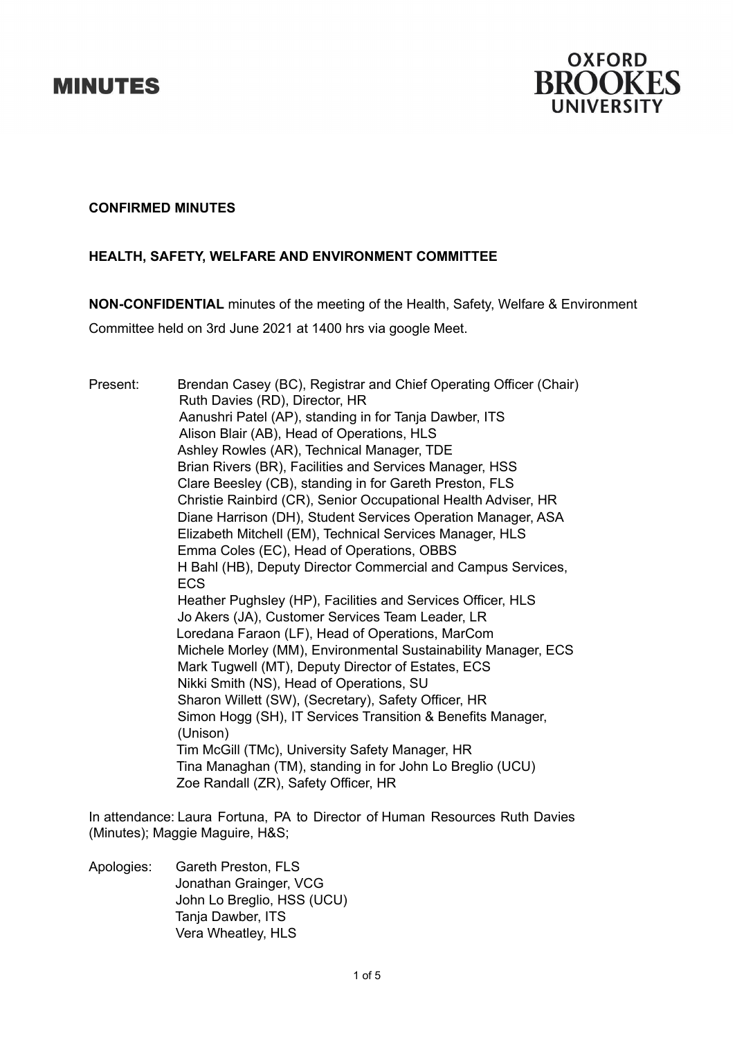# MINUTES

**OXFORD BROOKES UNIVERSITY**

**CONFIRMED MINUTES**

**HEALTH, SAFETY, WELFARE AND ENVIRONMENT COMMITTEE**

**NON-CONFIDENTIAL** minutes of the meeting of the Health, Safety, Welfare & Environment Committee held on 3rd June 2021 at 1400 hrs via google Meet.

Present:
Brendan Casey (BC), Registrar and Chief Operating Officer (Chair)
Ruth Davies (RD), Director, HR
Aanushri Patel (AP), standing in for Tanja Dawber, ITS
Alison Blair (AB), Head of Operations, HLS
Ashley Rowles (AR), Technical Manager, TDE
Brian Rivers (BR), Facilities and Services Manager, HSS
Clare Beesley (CB), standing in for Gareth Preston, FLS
Christie Rainbird (CR), Senior Occupational Health Adviser, HR
Diane Harrison (DH), Student Services Operation Manager, ASA
Elizabeth Mitchell (EM), Technical Services Manager, HLS
Emma Coles (EC), Head of Operations, OBBS
H Bahl (HB), Deputy Director Commercial and Campus Services, ECS
Heather Pughsley (HP), Facilities and Services Officer, HLS
Jo Akers (JA), Customer Services Team Leader, LR
Loredana Faraon (LF), Head of Operations, MarCom
Michele Morley (MM), Environmental Sustainability Manager, ECS
Mark Tugwell (MT), Deputy Director of Estates, ECS
Nikki Smith (NS), Head of Operations, SU
Sharon Willett (SW), (Secretary), Safety Officer, HR
Simon Hogg (SH), IT Services Transition & Benefits Manager, (Unison)
Tim McGill (TMc), University Safety Manager, HR
Tina Managhan (TM), standing in for John Lo Breglio (UCU)
Zoe Randall (ZR), Safety Officer, HR

In attendance: Laura Fortuna, PA to Director of Human Resources Ruth Davies (Minutes); Maggie Maguire, H&S;

Apologies:
Gareth Preston, FLS
Jonathan Grainger, VCG
John Lo Breglio, HSS (UCU)
Tanja Dawber, ITS
Vera Wheatley, HLS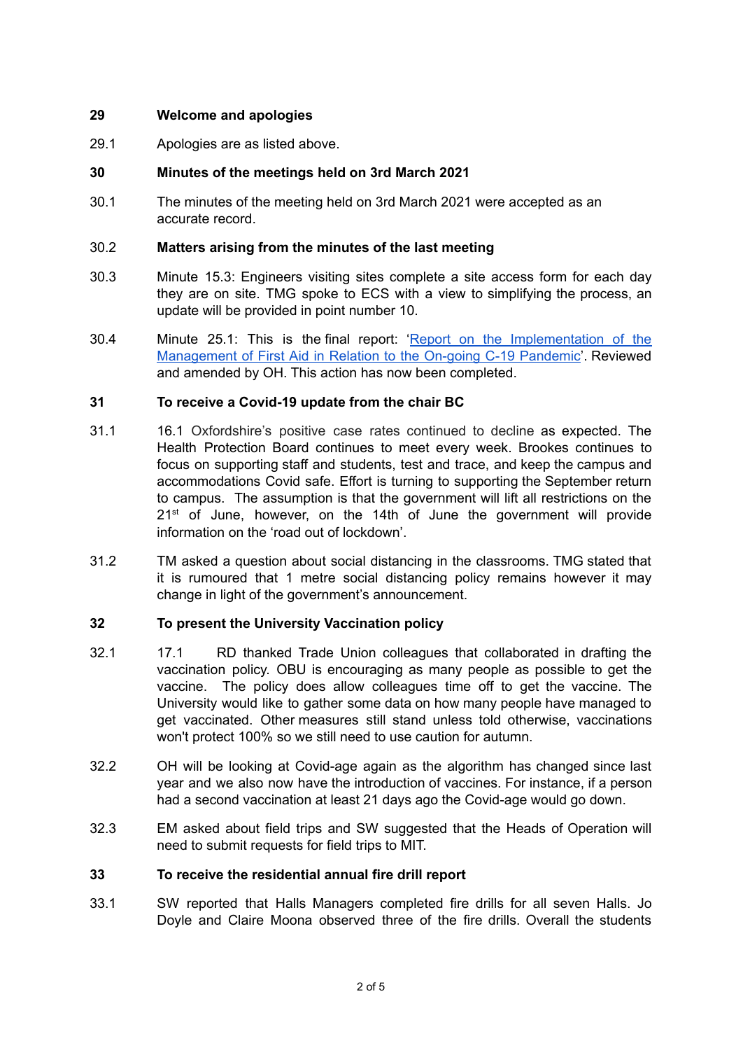**29 Welcome and apologies**

29.1 Apologies are as listed above.

**30 Minutes of the meetings held on 3rd March 2021**

30.1 The minutes of the meeting held on 3rd March 2021 were accepted as an accurate record.

30.2 **Matters arising from the minutes of the last meeting**

30.3 Minute 15.3: Engineers visiting sites complete a site access form for each day they are on site. TMG spoke to ECS with a view to simplifying the process, an update will be provided in point number 10.

30.4 Minute 25.1: This is the final report: '[Report on the Implementation of the Management of First Aid in Relation to the On-going C-19 Pandemic]'. Reviewed and amended by OH. This action has now been completed.

**31 To receive a Covid-19 update from the chair BC**

31.1 16.1 Oxfordshire's positive case rates continued to decline as expected. The Health Protection Board continues to meet every week. Brookes continues to focus on supporting staff and students, test and trace, and keep the campus and accommodations Covid safe. Effort is turning to supporting the September return to campus. The assumption is that the government will lift all restrictions on the 21st of June, however, on the 14th of June the government will provide information on the 'road out of lockdown'.

31.2 TM asked a question about social distancing in the classrooms. TMG stated that it is rumoured that 1 metre social distancing policy remains however it may change in light of the government's announcement.

**32 To present the University Vaccination policy**

32.1 17.1 RD thanked Trade Union colleagues that collaborated in drafting the vaccination policy. OBU is encouraging as many people as possible to get the vaccine. The policy does allow colleagues time off to get the vaccine. The University would like to gather some data on how many people have managed to get vaccinated. Other measures still stand unless told otherwise, vaccinations won't protect 100% so we still need to use caution for autumn.

32.2 OH will be looking at Covid-age again as the algorithm has changed since last year and we also now have the introduction of vaccines. For instance, if a person had a second vaccination at least 21 days ago the Covid-age would go down.

32.3 EM asked about field trips and SW suggested that the Heads of Operation will need to submit requests for field trips to MIT.

**33 To receive the residential annual fire drill report**

33.1 SW reported that Halls Managers completed fire drills for all seven Halls. Jo Doyle and Claire Moona observed three of the fire drills. Overall the students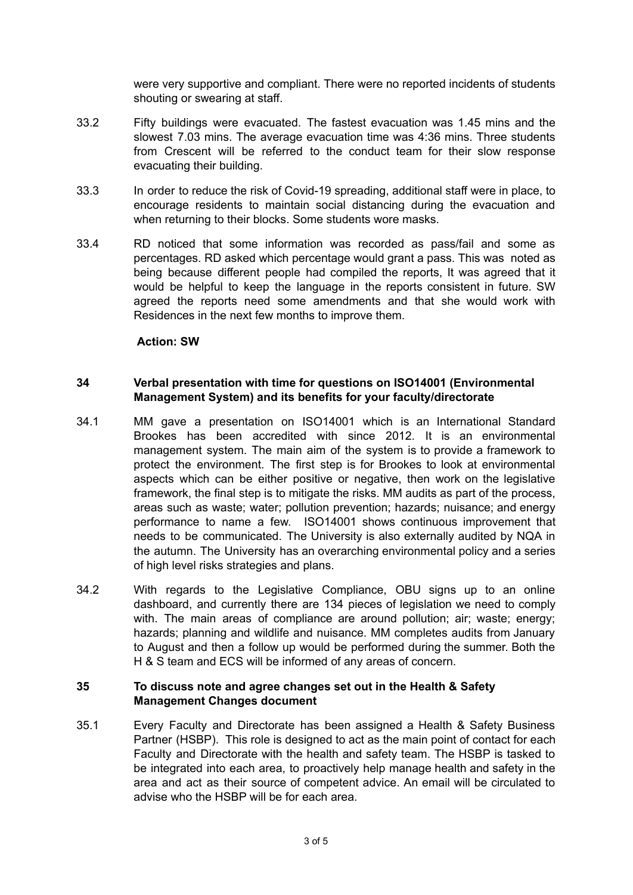were very supportive and compliant. There were no reported incidents of students shouting or swearing at staff.

33.2 Fifty buildings were evacuated. The fastest evacuation was 1.45 mins and the slowest 7.03 mins. The average evacuation time was 4:36 mins. Three students from Crescent will be referred to the conduct team for their slow response evacuating their building.

33.3 In order to reduce the risk of Covid-19 spreading, additional staff were in place, to encourage residents to maintain social distancing during the evacuation and when returning to their blocks. Some students wore masks.

33.4 RD noticed that some information was recorded as pass/fail and some as percentages. RD asked which percentage would grant a pass. This was noted as being because different people had compiled the reports, It was agreed that it would be helpful to keep the language in the reports consistent in future. SW agreed the reports need some amendments and that she would work with Residences in the next few months to improve them.

**Action: SW**

**34 Verbal presentation with time for questions on ISO14001 (Environmental Management System) and its benefits for your faculty/directorate**

34.1 MM gave a presentation on ISO14001 which is an International Standard Brookes has been accredited with since 2012. It is an environmental management system. The main aim of the system is to provide a framework to protect the environment. The first step is for Brookes to look at environmental aspects which can be either positive or negative, then work on the legislative framework, the final step is to mitigate the risks. MM audits as part of the process, areas such as waste; water; pollution prevention; hazards; nuisance; and energy performance to name a few. ISO14001 shows continuous improvement that needs to be communicated. The University is also externally audited by NQA in the autumn. The University has an overarching environmental policy and a series of high level risks strategies and plans.

34.2 With regards to the Legislative Compliance, OBU signs up to an online dashboard, and currently there are 134 pieces of legislation we need to comply with. The main areas of compliance are around pollution; air; waste; energy; hazards; planning and wildlife and nuisance. MM completes audits from January to August and then a follow up would be performed during the summer. Both the H & S team and ECS will be informed of any areas of concern.

**35 To discuss note and agree changes set out in the Health & Safety Management Changes document**

35.1 Every Faculty and Directorate has been assigned a Health & Safety Business Partner (HSBP). This role is designed to act as the main point of contact for each Faculty and Directorate with the health and safety team. The HSBP is tasked to be integrated into each area, to proactively help manage health and safety in the area and act as their source of competent advice. An email will be circulated to advise who the HSBP will be for each area.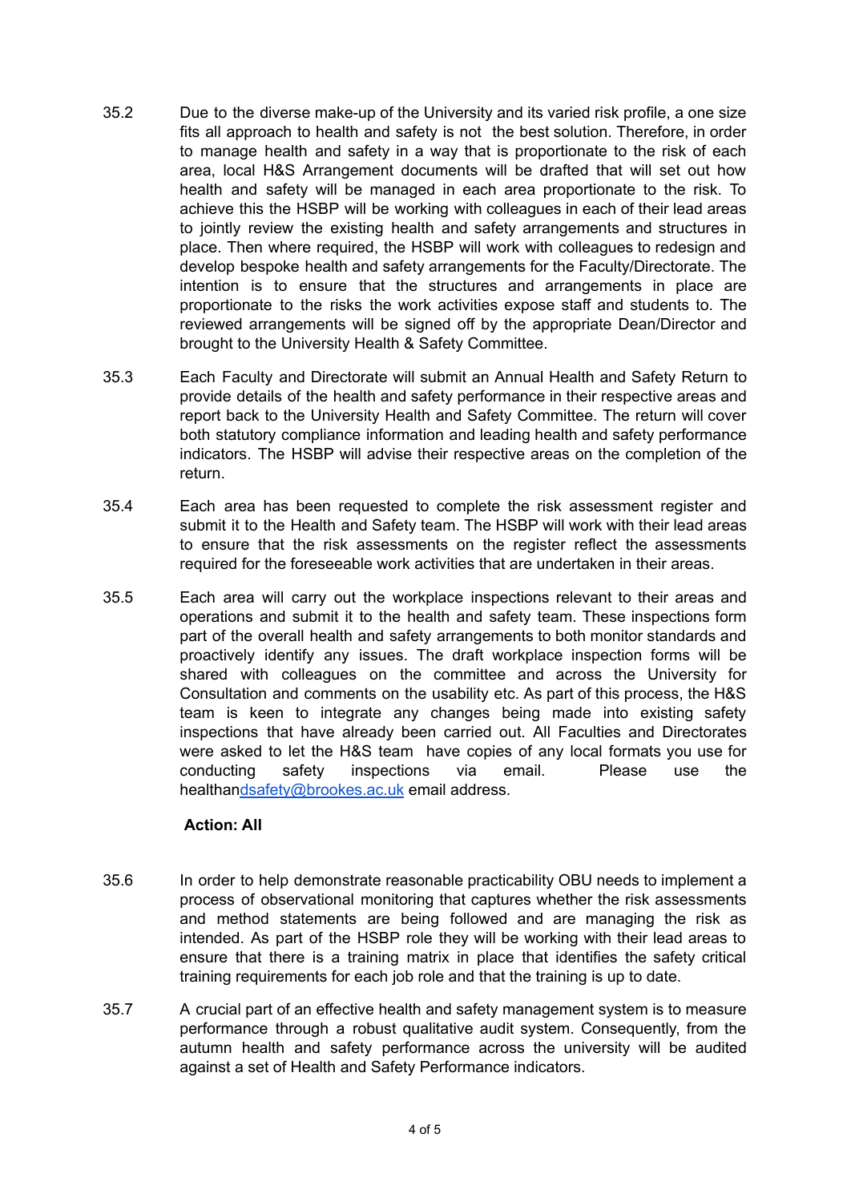35.2 Due to the diverse make-up of the University and its varied risk profile, a one size fits all approach to health and safety is not the best solution. Therefore, in order to manage health and safety in a way that is proportionate to the risk of each area, local H&S Arrangement documents will be drafted that will set out how health and safety will be managed in each area proportionate to the risk. To achieve this the HSBP will be working with colleagues in each of their lead areas to jointly review the existing health and safety arrangements and structures in place. Then where required, the HSBP will work with colleagues to redesign and develop bespoke health and safety arrangements for the Faculty/Directorate. The intention is to ensure that the structures and arrangements in place are proportionate to the risks the work activities expose staff and students to. The reviewed arrangements will be signed off by the appropriate Dean/Director and brought to the University Health & Safety Committee.

35.3 Each Faculty and Directorate will submit an Annual Health and Safety Return to provide details of the health and safety performance in their respective areas and report back to the University Health and Safety Committee. The return will cover both statutory compliance information and leading health and safety performance indicators. The HSBP will advise their respective areas on the completion of the return.

35.4 Each area has been requested to complete the risk assessment register and submit it to the Health and Safety team. The HSBP will work with their lead areas to ensure that the risk assessments on the register reflect the assessments required for the foreseeable work activities that are undertaken in their areas.

35.5 Each area will carry out the workplace inspections relevant to their areas and operations and submit it to the health and safety team. These inspections form part of the overall health and safety arrangements to both monitor standards and proactively identify any issues. The draft workplace inspection forms will be shared with colleagues on the committee and across the University for Consultation and comments on the usability etc. As part of this process, the H&S team is keen to integrate any changes being made into existing safety inspections that have already been carried out. All Faculties and Directorates were asked to let the H&S team have copies of any local formats you use for conducting safety inspections via email. Please use the healthandsafety@brookes.ac.uk email address.

**Action: All**

35.6 In order to help demonstrate reasonable practicability OBU needs to implement a process of observational monitoring that captures whether the risk assessments and method statements are being followed and are managing the risk as intended. As part of the HSBP role they will be working with their lead areas to ensure that there is a training matrix in place that identifies the safety critical training requirements for each job role and that the training is up to date.

35.7 A crucial part of an effective health and safety management system is to measure performance through a robust qualitative audit system. Consequently, from the autumn health and safety performance across the university will be audited against a set of Health and Safety Performance indicators.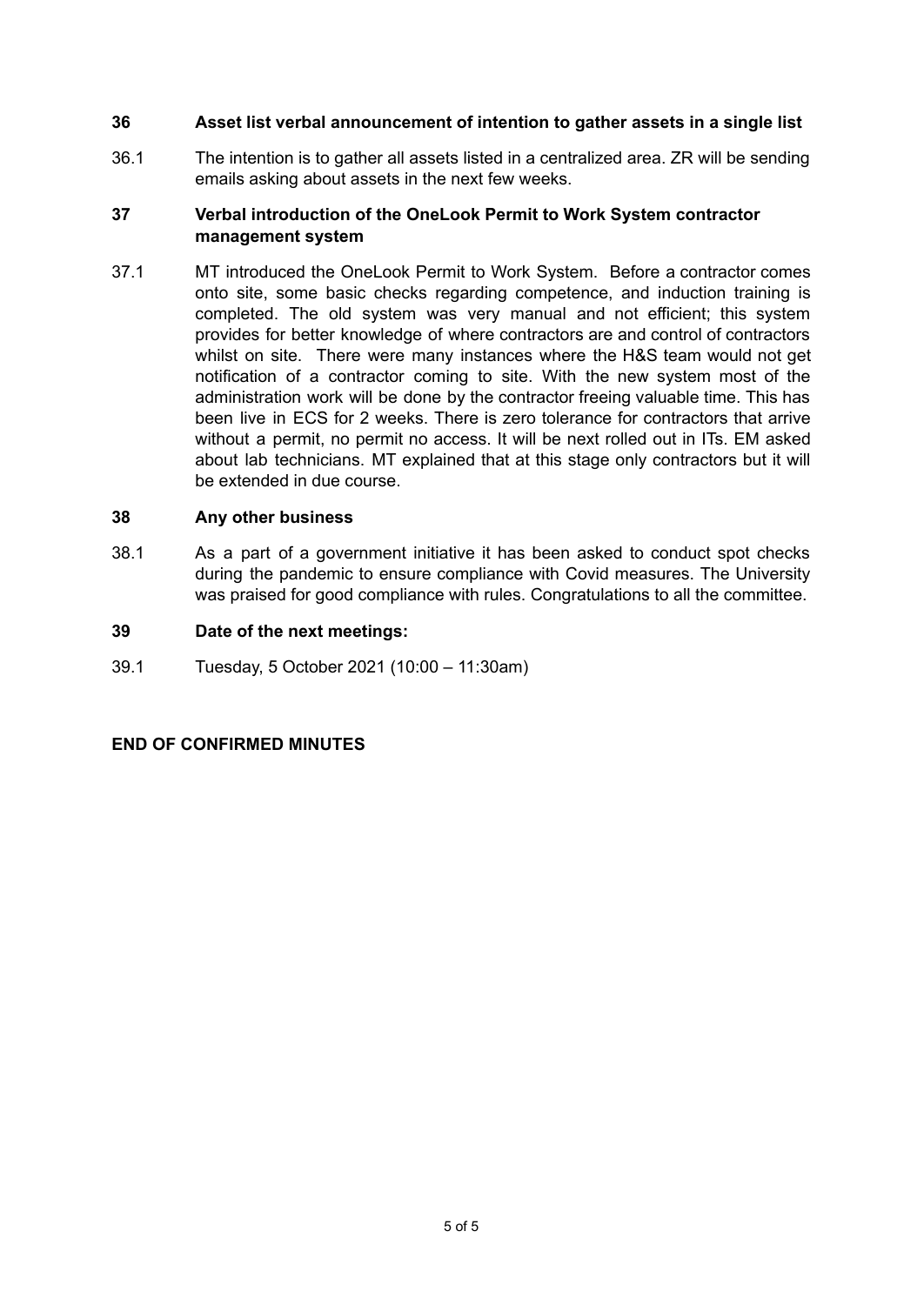## 36 Asset list verbal announcement of intention to gather assets in a single list

36.1 The intention is to gather all assets listed in a centralized area. ZR will be sending emails asking about assets in the next few weeks.

## 37 Verbal introduction of the OneLook Permit to Work System contractor management system

37.1 MT introduced the OneLook Permit to Work System. Before a contractor comes onto site, some basic checks regarding competence, and induction training is completed. The old system was very manual and not efficient; this system provides for better knowledge of where contractors are and control of contractors whilst on site. There were many instances where the H&S team would not get notification of a contractor coming to site. With the new system most of the administration work will be done by the contractor freeing valuable time. This has been live in ECS for 2 weeks. There is zero tolerance for contractors that arrive without a permit, no permit no access. It will be next rolled out in ITs. EM asked about lab technicians. MT explained that at this stage only contractors but it will be extended in due course.

## 38 Any other business

38.1 As a part of a government initiative it has been asked to conduct spot checks during the pandemic to ensure compliance with Covid measures. The University was praised for good compliance with rules. Congratulations to all the committee.

## 39 Date of the next meetings:

39.1 Tuesday, 5 October 2021 (10:00 – 11:30am)

**END OF CONFIRMED MINUTES**